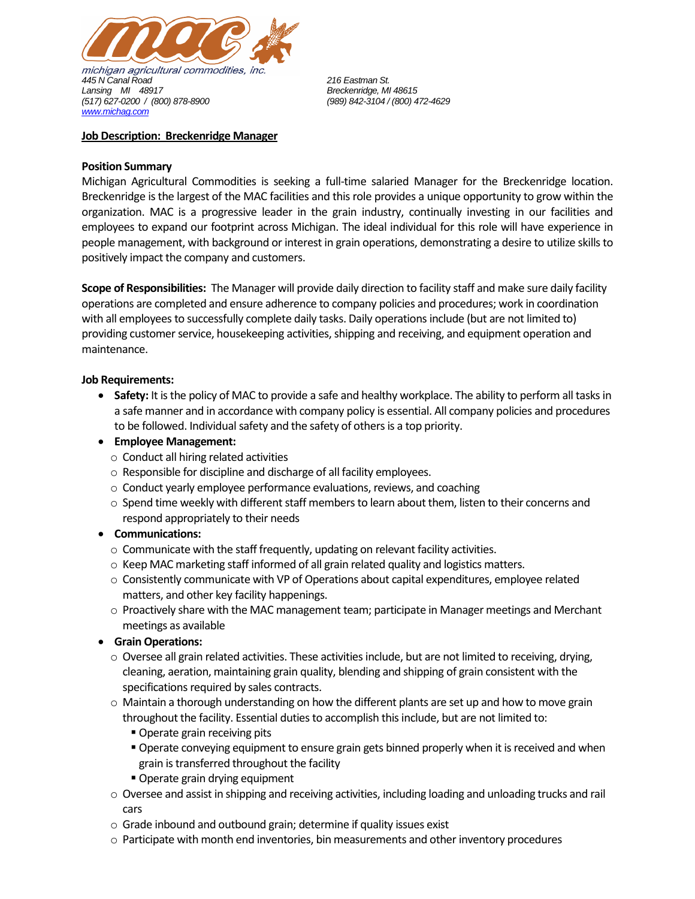michigan agricultural commodities, inc.

*445 N Canal Road*
*Lansing MI 48917*
*(517) 627-0200 / (800) 878-8900*
*www.michag.com*

*216 Eastman St.*
*Breckenridge, MI 48615*
*(989) 842-3104 / (800) 472-4629*

**Job Description: Breckenridge Manager**

**Position Summary**

Michigan Agricultural Commodities is seeking a full-time salaried Manager for the Breckenridge location. Breckenridge is the largest of the MAC facilities and this role provides a unique opportunity to grow within the organization. MAC is a progressive leader in the grain industry, continually investing in our facilities and employees to expand our footprint across Michigan. The ideal individual for this role will have experience in people management, with background or interest in grain operations, demonstrating a desire to utilize skills to positively impact the company and customers.

**Scope of Responsibilities:** The Manager will provide daily direction to facility staff and make sure daily facility operations are completed and ensure adherence to company policies and procedures; work in coordination with all employees to successfully complete daily tasks. Daily operations include (but are not limited to) providing customer service, housekeeping activities, shipping and receiving, and equipment operation and maintenance.

**Job Requirements:**

- **Safety:** It is the policy of MAC to provide a safe and healthy workplace. The ability to perform all tasks in a safe manner and in accordance with company policy is essential. All company policies and procedures to be followed. Individual safety and the safety of others is a top priority.
- **Employee Management:**
  - Conduct all hiring related activities
  - Responsible for discipline and discharge of all facility employees.
  - Conduct yearly employee performance evaluations, reviews, and coaching
  - Spend time weekly with different staff members to learn about them, listen to their concerns and respond appropriately to their needs
- **Communications:**
  - Communicate with the staff frequently, updating on relevant facility activities.
  - Keep MAC marketing staff informed of all grain related quality and logistics matters.
  - Consistently communicate with VP of Operations about capital expenditures, employee related matters, and other key facility happenings.
  - Proactively share with the MAC management team; participate in Manager meetings and Merchant meetings as available
- **Grain Operations:**
  - Oversee all grain related activities. These activities include, but are not limited to receiving, drying, cleaning, aeration, maintaining grain quality, blending and shipping of grain consistent with the specifications required by sales contracts.
  - Maintain a thorough understanding on how the different plants are set up and how to move grain throughout the facility. Essential duties to accomplish this include, but are not limited to:
    - Operate grain receiving pits
    - Operate conveying equipment to ensure grain gets binned properly when it is received and when grain is transferred throughout the facility
    - Operate grain drying equipment
  - Oversee and assist in shipping and receiving activities, including loading and unloading trucks and rail cars
  - Grade inbound and outbound grain; determine if quality issues exist
  - Participate with month end inventories, bin measurements and other inventory procedures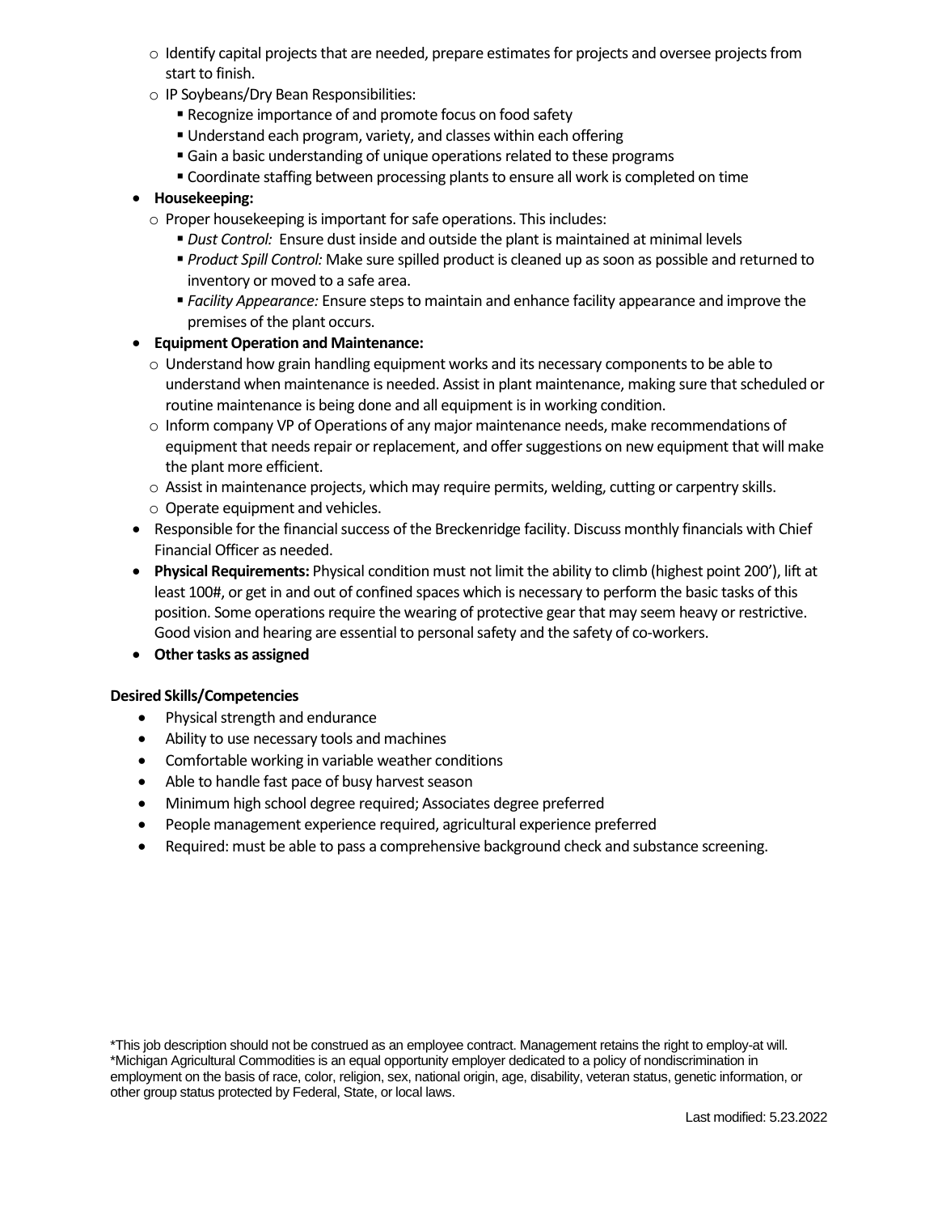- Identify capital projects that are needed, prepare estimates for projects and oversee projects from start to finish.
  - IP Soybeans/Dry Bean Responsibilities:
    - Recognize importance of and promote focus on food safety
    - Understand each program, variety, and classes within each offering
    - Gain a basic understanding of unique operations related to these programs
    - Coordinate staffing between processing plants to ensure all work is completed on time
- **Housekeeping:**
  - Proper housekeeping is important for safe operations. This includes:
    - *Dust Control:* Ensure dust inside and outside the plant is maintained at minimal levels
    - *Product Spill Control:* Make sure spilled product is cleaned up as soon as possible and returned to inventory or moved to a safe area.
    - *Facility Appearance:* Ensure steps to maintain and enhance facility appearance and improve the premises of the plant occurs.
- **Equipment Operation and Maintenance:**
  - Understand how grain handling equipment works and its necessary components to be able to understand when maintenance is needed. Assist in plant maintenance, making sure that scheduled or routine maintenance is being done and all equipment is in working condition.
  - Inform company VP of Operations of any major maintenance needs, make recommendations of equipment that needs repair or replacement, and offer suggestions on new equipment that will make the plant more efficient.
  - Assist in maintenance projects, which may require permits, welding, cutting or carpentry skills.
  - Operate equipment and vehicles.
- Responsible for the financial success of the Breckenridge facility. Discuss monthly financials with Chief Financial Officer as needed.
- **Physical Requirements:** Physical condition must not limit the ability to climb (highest point 200'), lift at least 100#, or get in and out of confined spaces which is necessary to perform the basic tasks of this position. Some operations require the wearing of protective gear that may seem heavy or restrictive. Good vision and hearing are essential to personal safety and the safety of co-workers.
- **Other tasks as assigned**

**Desired Skills/Competencies**

- Physical strength and endurance
- Ability to use necessary tools and machines
- Comfortable working in variable weather conditions
- Able to handle fast pace of busy harvest season
- Minimum high school degree required; Associates degree preferred
- People management experience required, agricultural experience preferred
- Required: must be able to pass a comprehensive background check and substance screening.

*This job description should not be construed as an employee contract. Management retains the right to employ-at will.
*Michigan Agricultural Commodities is an equal opportunity employer dedicated to a policy of nondiscrimination in employment on the basis of race, color, religion, sex, national origin, age, disability, veteran status, genetic information, or other group status protected by Federal, State, or local laws.

Last modified: 5.23.2022